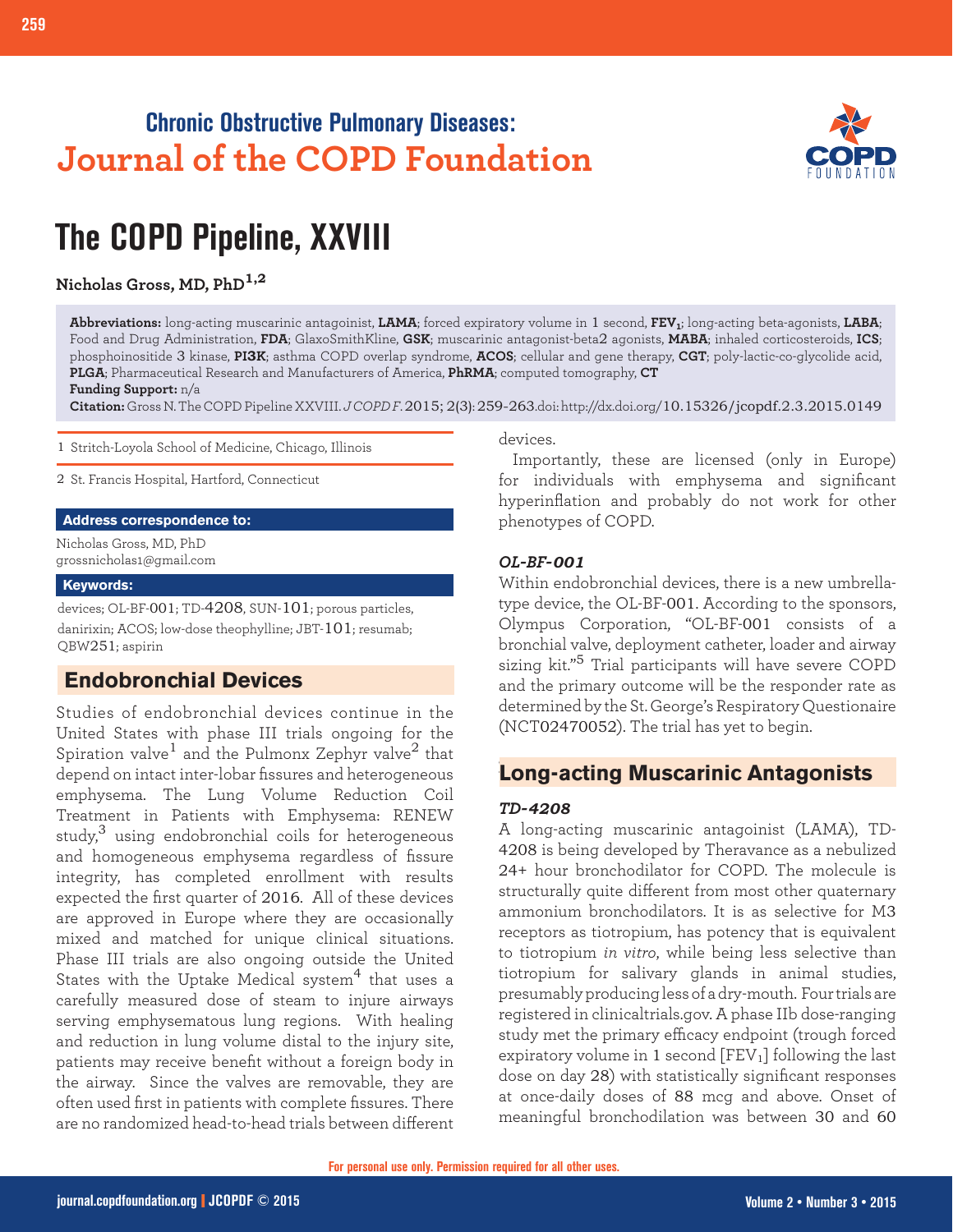Chronic Obstructive Pulmonary Diseases:
Journal of the COPD Foundation

# The COPD Pipeline, XXVIII

**Nicholas Gross, MD, PhD**[1,2]

**Abbreviations:** long-acting muscarinic antagonist, **LAMA**; forced expiratory volume in 1 second, **$FEV_1$**; long-acting beta-agonists, **LABA**; Food and Drug Administration, **FDA**; GlaxoSmithKline, **GSK**; muscarinic antagonist-beta2 agonists, **MABA**; inhaled corticosteroids, **ICS**; phosphoinositide 3 kinase, **PI3K**; asthma COPD overlap syndrome, **ACOS**; cellular and gene therapy, **CGT**; poly-lactic-co-glycolide acid, **PLGA**; Pharmaceutical Research and Manufacturers of America, **PhRMA**; computed tomography, **CT**
**Funding Support:** n/a
**Citation:** Gross N. The COPD Pipeline XXVIII. *J COPD F*. 2015; 2(3): 259-263.doi: http://dx.doi.org/10.15326/jcopdf.2.3.2015.0149

1 Stritch-Loyola School of Medicine, Chicago, Illinois

2 St. Francis Hospital, Hartford, Connecticut

**Address correspondence to:**
Nicholas Gross, MD, PhD
grossnicholas1@gmail.com

**Keywords:**
devices; OL-BF-001; TD-4208, SUN-101; porous particles, danirixin; ACOS; low-dose theophylline; JBT-101; resumab; QBW251; aspirin

## Endobronchial Devices

Studies of endobronchial devices continue in the United States with phase III trials ongoing for the Spiration valve[1] and the Pulmonx Zephyr valve[2] that depend on intact inter-lobar fissures and heterogeneous emphysema. The Lung Volume Reduction Coil Treatment in Patients with Emphysema: RENEW study,[3] using endobronchial coils for heterogeneous and homogeneous emphysema regardless of fissure integrity, has completed enrollment with results expected the first quarter of 2016. All of these devices are approved in Europe where they are occasionally mixed and matched for unique clinical situations. Phase III trials are also ongoing outside the United States with the Uptake Medical system[4] that uses a carefully measured dose of steam to injure airways serving emphysematous lung regions. With healing and reduction in lung volume distal to the injury site, patients may receive benefit without a foreign body in the airway. Since the valves are removable, they are often used first in patients with complete fissures. There are no randomized head-to-head trials between different devices.

Importantly, these are licensed (only in Europe) for individuals with emphysema and significant hyperinflation and probably do not work for other phenotypes of COPD.

### *OL-BF-001*

Within endobronchial devices, there is a new umbrella-type device, the OL-BF-001. According to the sponsors, Olympus Corporation, "OL-BF-001 consists of a bronchial valve, deployment catheter, loader and airway sizing kit."[5] Trial participants will have severe COPD and the primary outcome will be the responder rate as determined by the St. George's Respiratory Questionaire (NCT02470052). The trial has yet to begin.

## Long-acting Muscarinic Antagonists

### *TD-4208*

A long-acting muscarinic antagoinist (LAMA), TD-4208 is being developed by Theravance as a nebulized 24+ hour bronchodilator for COPD. The molecule is structurally quite different from most other quaternary ammonium bronchodilators. It is as selective for M3 receptors as tiotropium, has potency that is equivalent to tiotropium *in vitro*, while being less selective than tiotropium for salivary glands in animal studies, presumably producing less of a dry-mouth. Four trials are registered in clinicaltrials.gov. A phase IIb dose-ranging study met the primary efficacy endpoint (trough forced expiratory volume in 1 second [$FEV_1$] following the last dose on day 28) with statistically significant responses at once-daily doses of 88 mcg and above. Onset of meaningful bronchodilation was between 30 and 60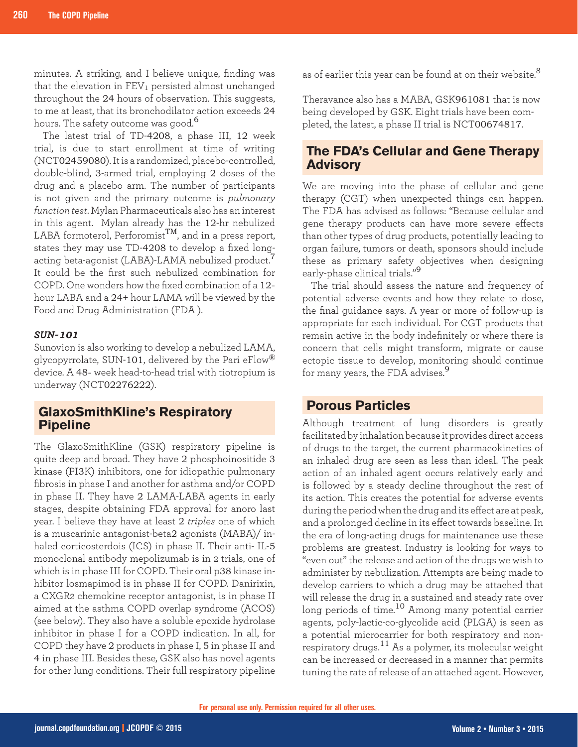minutes. A striking, and I believe unique, finding was that the elevation in $FEV_1$ persisted almost unchanged throughout the 24 hours of observation. This suggests, to me at least, that its bronchodilator action exceeds 24 hours. The safety outcome was good.[6]

The latest trial of TD-4208, a phase III, 12 week trial, is due to start enrollment at time of writing (NCT02459080). It is a randomized, placebo-controlled, double-blind, 3-armed trial, employing 2 doses of the drug and a placebo arm. The number of participants is not given and the primary outcome is *pulmonary function test*. Mylan Pharmaceuticals also has an interest in this agent. Mylan already has the 12-hr nebulized LABA formoterol, Perforomist™, and in a press report, states they may use TD-4208 to develop a fixed long-acting beta-agonist (LABA)-LAMA nebulized product.[7] It could be the first such nebulized combination for COPD. One wonders how the fixed combination of a 12-hour LABA and a 24+ hour LAMA will be viewed by the Food and Drug Administration (FDA).

### *SUN-101*

Sunovion is also working to develop a nebulized LAMA, glycopyrrolate, SUN-101, delivered by the Pari eFlow® device. A 48- week head-to-head trial with tiotropium is underway (NCT02276222).

## GlaxoSmithKline's Respiratory Pipeline

The GlaxoSmithKline (GSK) respiratory pipeline is quite deep and broad. They have 2 phosphoinositide 3 kinase (PI3K) inhibitors, one for idiopathic pulmonary fibrosis in phase I and another for asthma and/or COPD in phase II. They have 2 LAMA-LABA agents in early stages, despite obtaining FDA approval for anoro last year. I believe they have at least 2 *triples* one of which is a muscarinic antagonist-beta2 agonists (MABA)/ inhaled corticosterdois (ICS) in phase II. Their anti- IL-5 monoclonal antibody mepolizumab is in 2 trials, one of which is in phase III for COPD. Their oral p38 kinase inhibitor losmapimod is in phase II for COPD. Danirixin, a CXGR2 chemokine receptor antagonist, is in phase II aimed at the asthma COPD overlap syndrome (ACOS) (see below). They also have a soluble epoxide hydrolase inhibitor in phase I for a COPD indication. In all, for COPD they have 2 products in phase I, 5 in phase II and 4 in phase III. Besides these, GSK also has novel agents for other lung conditions. Their full respiratory pipeline as of earlier this year can be found at on their website.[8]

Theravance also has a MABA, GSK961081 that is now being developed by GSK. Eight trials have been completed, the latest, a phase II trial is NCT00674817.

## The FDA's Cellular and Gene Therapy Advisory

We are moving into the phase of cellular and gene therapy (CGT) when unexpected things can happen. The FDA has advised as follows: "Because cellular and gene therapy products can have more severe effects than other types of drug products, potentially leading to organ failure, tumors or death, sponsors should include these as primary safety objectives when designing early-phase clinical trials."[9]

The trial should assess the nature and frequency of potential adverse events and how they relate to dose, the final guidance says. A year or more of follow-up is appropriate for each individual. For CGT products that remain active in the body indefinitely or where there is concern that cells might transform, migrate or cause ectopic tissue to develop, monitoring should continue for many years, the FDA advises.[9]

## Porous Particles

Although treatment of lung disorders is greatly facilitated by inhalation because it provides direct access of drugs to the target, the current pharmacokinetics of an inhaled drug are seen as less than ideal. The peak action of an inhaled agent occurs relatively early and is followed by a steady decline throughout the rest of its action. This creates the potential for adverse events during the period when the drug and its effect are at peak, and a prolonged decline in its effect towards baseline. In the era of long-acting drugs for maintenance use these problems are greatest. Industry is looking for ways to "even out" the release and action of the drugs we wish to administer by nebulization. Attempts are being made to develop carriers to which a drug may be attached that will release the drug in a sustained and steady rate over long periods of time.[10] Among many potential carrier agents, poly-lactic-co-glycolide acid (PLGA) is seen as a potential microcarrier for both respiratory and non-respiratory drugs.[11] As a polymer, its molecular weight can be increased or decreased in a manner that permits tuning the rate of release of an attached agent. However,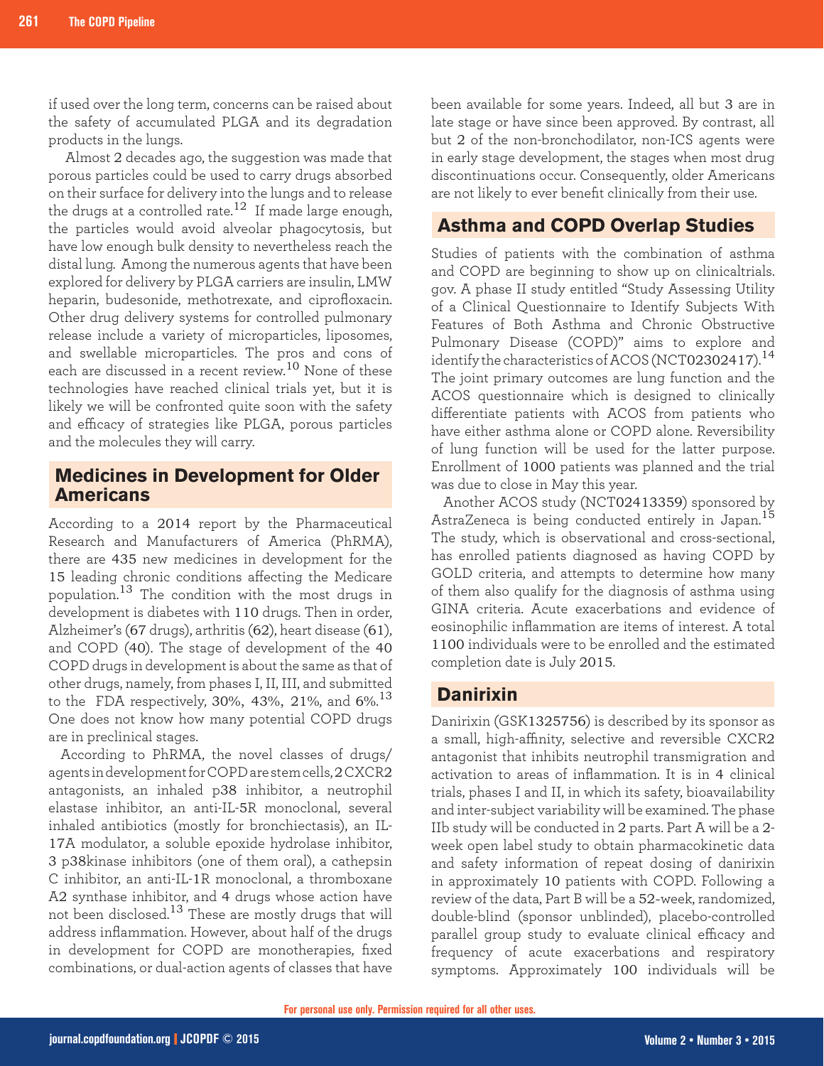if used over the long term, concerns can be raised about the safety of accumulated PLGA and its degradation products in the lungs.

Almost 2 decades ago, the suggestion was made that porous particles could be used to carry drugs absorbed on their surface for delivery into the lungs and to release the drugs at a controlled rate.[12] If made large enough, the particles would avoid alveolar phagocytosis, but have low enough bulk density to nevertheless reach the distal lung. Among the numerous agents that have been explored for delivery by PLGA carriers are insulin, LMW heparin, budesonide, methotrexate, and ciprofloxacin. Other drug delivery systems for controlled pulmonary release include a variety of microparticles, liposomes, and swellable microparticles. The pros and cons of each are discussed in a recent review.[10] None of these technologies have reached clinical trials yet, but it is likely we will be confronted quite soon with the safety and efficacy of strategies like PLGA, porous particles and the molecules they will carry.

## Medicines in Development for Older Americans

According to a 2014 report by the Pharmaceutical Research and Manufacturers of America (PhRMA), there are 435 new medicines in development for the 15 leading chronic conditions affecting the Medicare population.[13] The condition with the most drugs in development is diabetes with 110 drugs. Then in order, Alzheimer's (67 drugs), arthritis (62), heart disease (61), and COPD (40). The stage of development of the 40 COPD drugs in development is about the same as that of other drugs, namely, from phases I, II, III, and submitted to the FDA respectively, 30%, 43%, 21%, and 6%.[13] One does not know how many potential COPD drugs are in preclinical stages.

According to PhRMA, the novel classes of drugs/agents in development for COPD are stem cells, 2 CXCR2 antagonists, an inhaled p38 inhibitor, a neutrophil elastase inhibitor, an anti-IL-5R monoclonal, several inhaled antibiotics (mostly for bronchiectasis), an IL-17A modulator, a soluble epoxide hydrolase inhibitor, 3 p38kinase inhibitors (one of them oral), a cathepsin C inhibitor, an anti-IL-1R monoclonal, a thromboxane A2 synthase inhibitor, and 4 drugs whose action have not been disclosed.[13] These are mostly drugs that will address inflammation. However, about half of the drugs in development for COPD are monotherapies, fixed combinations, or dual-action agents of classes that have been available for some years. Indeed, all but 3 are in late stage or have since been approved. By contrast, all but 2 of the non-bronchodilator, non-ICS agents were in early stage development, the stages when most drug discontinuations occur. Consequently, older Americans are not likely to ever benefit clinically from their use.

## Asthma and COPD Overlap Studies

Studies of patients with the combination of asthma and COPD are beginning to show up on clinicaltrials.gov. A phase II study entitled "Study Assessing Utility of a Clinical Questionnaire to Identify Subjects With Features of Both Asthma and Chronic Obstructive Pulmonary Disease (COPD)" aims to explore and identify the characteristics of ACOS (NCT02302417).[14] The joint primary outcomes are lung function and the ACOS questionnaire which is designed to clinically differentiate patients with ACOS from patients who have either asthma alone or COPD alone. Reversibility of lung function will be used for the latter purpose. Enrollment of 1000 patients was planned and the trial was due to close in May this year.

Another ACOS study (NCT02413359) sponsored by AstraZeneca is being conducted entirely in Japan.[15] The study, which is observational and cross-sectional, has enrolled patients diagnosed as having COPD by GOLD criteria, and attempts to determine how many of them also qualify for the diagnosis of asthma using GINA criteria. Acute exacerbations and evidence of eosinophilic inflammation are items of interest. A total 1100 individuals were to be enrolled and the estimated completion date is July 2015.

## Danirixin

Danirixin (GSK1325756) is described by its sponsor as a small, high-affinity, selective and reversible CXCR2 antagonist that inhibits neutrophil transmigration and activation to areas of inflammation. It is in 4 clinical trials, phases I and II, in which its safety, bioavailability and inter-subject variability will be examined. The phase IIb study will be conducted in 2 parts. Part A will be a 2-week open label study to obtain pharmacokinetic data and safety information of repeat dosing of danirixin in approximately 10 patients with COPD. Following a review of the data, Part B will be a 52-week, randomized, double-blind (sponsor unblinded), placebo-controlled parallel group study to evaluate clinical efficacy and frequency of acute exacerbations and respiratory symptoms. Approximately 100 individuals will be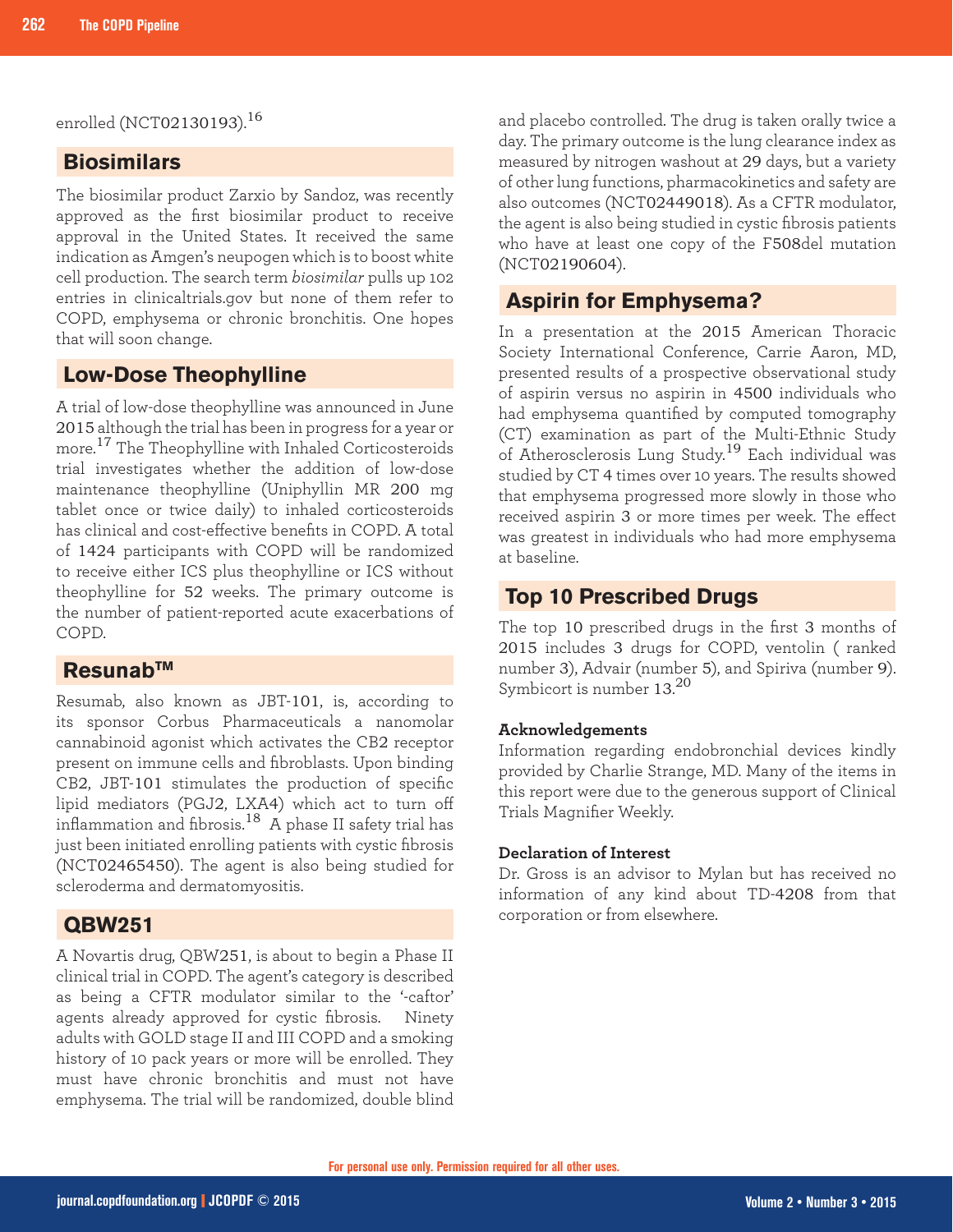enrolled (NCT02130193).[16]

## Biosimilars

The biosimilar product Zarxio by Sandoz, was recently approved as the first biosimilar product to receive approval in the United States. It received the same indication as Amgen's neupogen which is to boost white cell production. The search term *biosimilar* pulls up 102 entries in clinicaltrials.gov but none of them refer to COPD, emphysema or chronic bronchitis. One hopes that will soon change.

## Low-Dose Theophylline

A trial of low-dose theophylline was announced in June 2015 although the trial has been in progress for a year or more.[17] The Theophylline with Inhaled Corticosteroids trial investigates whether the addition of low-dose maintenance theophylline (Uniphyllin MR 200 mg tablet once or twice daily) to inhaled corticosteroids has clinical and cost-effective benefits in COPD. A total of 1424 participants with COPD will be randomized to receive either ICS plus theophylline or ICS without theophylline for 52 weeks. The primary outcome is the number of patient-reported acute exacerbations of COPD.

## Resunab™

Resumab, also known as JBT-101, is, according to its sponsor Corbus Pharmaceuticals a nanomolar cannabinoid agonist which activates the CB2 receptor present on immune cells and fibroblasts. Upon binding CB2, JBT-101 stimulates the production of specific lipid mediators (PGJ2, LXA4) which act to turn off inflammation and fibrosis.[18] A phase II safety trial has just been initiated enrolling patients with cystic fibrosis (NCT02465450). The agent is also being studied for scleroderma and dermatomyositis.

## QBW251

A Novartis drug, QBW251, is about to begin a Phase II clinical trial in COPD. The agent's category is described as being a CFTR modulator similar to the '-caftor' agents already approved for cystic fibrosis. Ninety adults with GOLD stage II and III COPD and a smoking history of 10 pack years or more will be enrolled. They must have chronic bronchitis and must not have emphysema. The trial will be randomized, double blind and placebo controlled. The drug is taken orally twice a day. The primary outcome is the lung clearance index as measured by nitrogen washout at 29 days, but a variety of other lung functions, pharmacokinetics and safety are also outcomes (NCT02449018). As a CFTR modulator, the agent is also being studied in cystic fibrosis patients who have at least one copy of the F508del mutation (NCT02190604).

## Aspirin for Emphysema?

In a presentation at the 2015 American Thoracic Society International Conference, Carrie Aaron, MD, presented results of a prospective observational study of aspirin versus no aspirin in 4500 individuals who had emphysema quantified by computed tomography (CT) examination as part of the Multi-Ethnic Study of Atherosclerosis Lung Study.[19] Each individual was studied by CT 4 times over 10 years. The results showed that emphysema progressed more slowly in those who received aspirin 3 or more times per week. The effect was greatest in individuals who had more emphysema at baseline.

## Top 10 Prescribed Drugs

The top 10 prescribed drugs in the first 3 months of 2015 includes 3 drugs for COPD, ventolin ( ranked number 3), Advair (number 5), and Spiriva (number 9). Symbicort is number 13.[20]

### Acknowledgements

Information regarding endobronchial devices kindly provided by Charlie Strange, MD. Many of the items in this report were due to the generous support of Clinical Trials Magnifier Weekly.

### Declaration of Interest

Dr. Gross is an advisor to Mylan but has received no information of any kind about TD-4208 from that corporation or from elsewhere.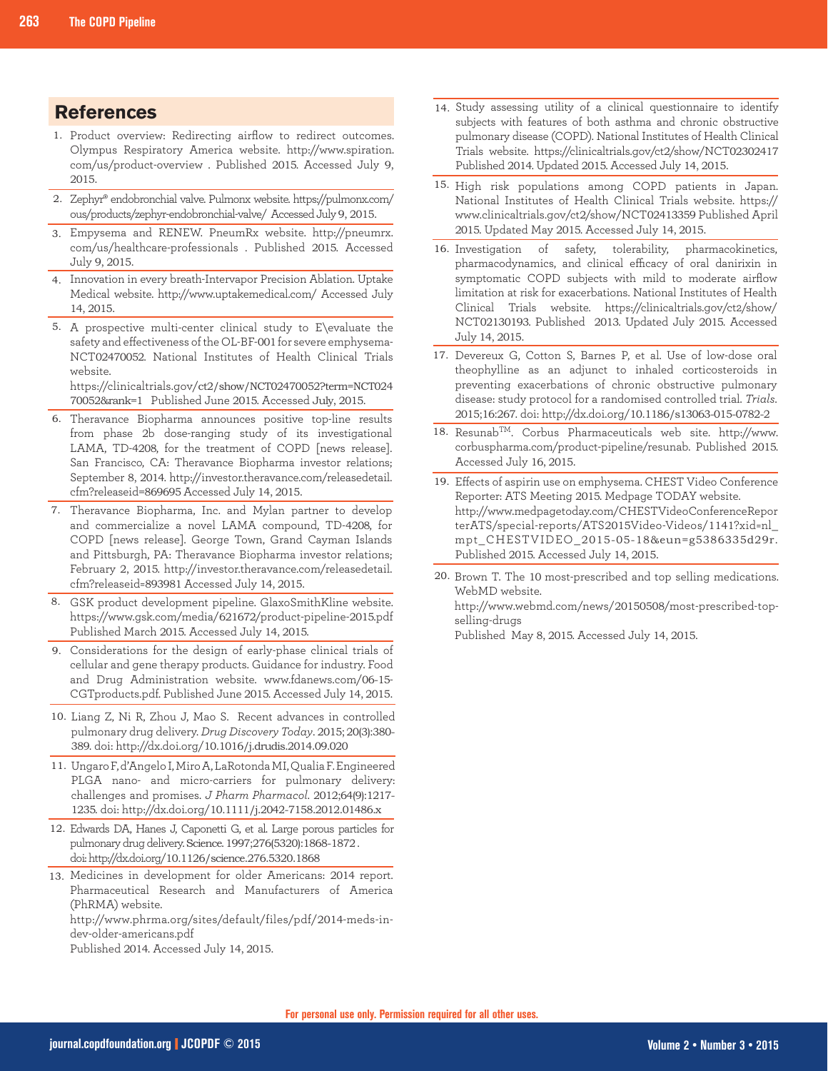## References

1. Product overview: Redirecting airflow to redirect outcomes. Olympus Respiratory America website. http://www.spiration.com/us/product-overview . Published 2015. Accessed July 9, 2015.
2. Zephyr® endobronchial valve. Pulmonx website. https://pulmonx.com/ous/products/zephyr-endobronchial-valve/ Accessed July 9, 2015.
3. Empysema and RENEW. PneumRx website. http://pneumrx.com/us/healthcare-professionals . Published 2015. Accessed July 9, 2015.
4. Innovation in every breath-Intervapor Precision Ablation. Uptake Medical website. http://www.uptakemedical.com/ Accessed July 14, 2015.
5. A prospective multi-center clinical study to E\evaluate the safety and effectiveness of the OL-BF-001 for severe emphysema-NCT02470052. National Institutes of Health Clinical Trials website. https://clinicaltrials.gov/ct2/show/NCT02470052?term=NCT02470052&rank=1 Published June 2015. Accessed July, 2015.
6. Theravance Biopharma announces positive top-line results from phase 2b dose-ranging study of its investigational LAMA, TD-4208, for the treatment of COPD [news release]. San Francisco, CA: Theravance Biopharma investor relations; September 8, 2014. http://investor.theravance.com/releasedetail.cfm?releaseid=869695 Accessed July 14, 2015.
7. Theravance Biopharma, Inc. and Mylan partner to develop and commercialize a novel LAMA compound, TD-4208, for COPD [news release]. George Town, Grand Cayman Islands and Pittsburgh, PA: Theravance Biopharma investor relations; February 2, 2015. http://investor.theravance.com/releasedetail.cfm?releaseid=893981 Accessed July 14, 2015.
8. GSK product development pipeline. GlaxoSmithKline website. https://www.gsk.com/media/621672/product-pipeline-2015.pdf Published March 2015. Accessed July 14, 2015.
9. Considerations for the design of early-phase clinical trials of cellular and gene therapy products. Guidance for industry. Food and Drug Administration website. www.fdanews.com/06-15-CGTproducts.pdf. Published June 2015. Accessed July 14, 2015.
10. Liang Z, Ni R, Zhou J, Mao S. Recent advances in controlled pulmonary drug delivery. *Drug Discovery Today*. 2015; 20(3):380-389. doi: http://dx.doi.org/10.1016/j.drudis.2014.09.020
11. Ungaro F, d'Angelo I, Miro A, LaRotonda MI, Qualia F. Engineered PLGA nano- and micro-carriers for pulmonary delivery: challenges and promises. *J Pharm Pharmacol*. 2012;64(9):1217-1235. doi: http://dx.doi.org/10.1111/j.2042-7158.2012.01486.x
12. Edwards DA, Hanes J, Caponetti G, et al. Large porous particles for pulmonary drug delivery. Science. 1997;276(5320):1868-1872 . doi: http://dx.doi.org/10.1126/science.276.5320.1868
13. Medicines in development for older Americans: 2014 report. Pharmaceutical Research and Manufacturers of America (PhRMA) website. http://www.phrma.org/sites/default/files/pdf/2014-meds-in-dev-older-americans.pdf Published 2014. Accessed July 14, 2015.
14. Study assessing utility of a clinical questionnaire to identify subjects with features of both asthma and chronic obstructive pulmonary disease (COPD). National Institutes of Health Clinical Trials website. https://clinicaltrials.gov/ct2/show/NCT02302417 Published 2014. Updated 2015. Accessed July 14, 2015.
15. High risk populations among COPD patients in Japan. National Institutes of Health Clinical Trials website. https://www.clinicaltrials.gov/ct2/show/NCT02413359 Published April 2015. Updated May 2015. Accessed July 14, 2015.
16. Investigation of safety, tolerability, pharmacokinetics, pharmacodynamics, and clinical efficacy of oral danirixin in symptomatic COPD subjects with mild to moderate airflow limitation at risk for exacerbations. National Institutes of Health Clinical Trials website. https://clinicaltrials.gov/ct2/show/NCT02130193. Published 2013. Updated July 2015. Accessed July 14, 2015.
17. Devereux G, Cotton S, Barnes P, et al. Use of low-dose oral theophylline as an adjunct to inhaled corticosteroids in preventing exacerbations of chronic obstructive pulmonary disease: study protocol for a randomised controlled trial. *Trials*. 2015;16:267. doi: http://dx.doi.org/10.1186/s13063-015-0782-2
18. Resunab™. Corbus Pharmaceuticals web site. http://www.corbuspharma.com/product-pipeline/resunab. Published 2015. Accessed July 16, 2015.
19. Effects of aspirin use on emphysema. CHEST Video Conference Reporter: ATS Meeting 2015. Medpage TODAY website. http://www.medpagetoday.com/CHESTVideoConferenceReporterATS/special-reports/ATS2015Video-Videos/1141?xid=nl_mpt_CHESTVIDEO_2015-05-18&eun=g5386335d29r. Published 2015. Accessed July 14, 2015.
20. Brown T. The 10 most-prescribed and top selling medications. WebMD website. http://www.webmd.com/news/20150508/most-prescribed-top-selling-drugs Published May 8, 2015. Accessed July 14, 2015.

For personal use only. Permission required for all other uses.